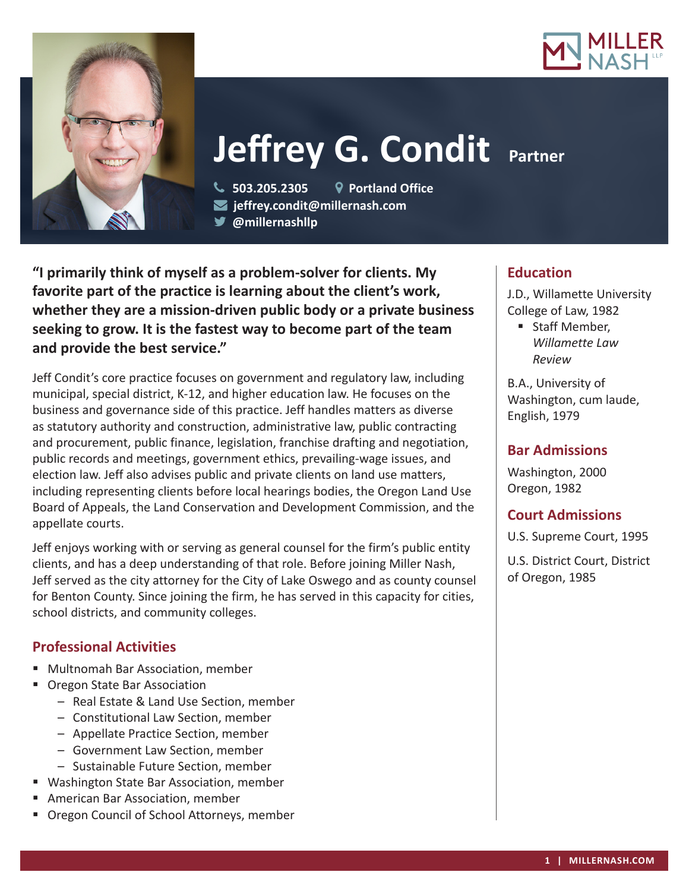# Jeffrey G. Condit Partner

503.205.2305 | Portland Office
jeffrey.condit@millernash.com
@millernashllp

**"I primarily think of myself as a problem-solver for clients. My favorite part of the practice is learning about the client's work, whether they are a mission-driven public body or a private business seeking to grow. It is the fastest way to become part of the team and provide the best service."**

Jeff Condit's core practice focuses on government and regulatory law, including municipal, special district, K-12, and higher education law. He focuses on the business and governance side of this practice. Jeff handles matters as diverse as statutory authority and construction, administrative law, public contracting and procurement, public finance, legislation, franchise drafting and negotiation, public records and meetings, government ethics, prevailing-wage issues, and election law. Jeff also advises public and private clients on land use matters, including representing clients before local hearings bodies, the Oregon Land Use Board of Appeals, the Land Conservation and Development Commission, and the appellate courts.

Jeff enjoys working with or serving as general counsel for the firm's public entity clients, and has a deep understanding of that role. Before joining Miller Nash, Jeff served as the city attorney for the City of Lake Oswego and as county counsel for Benton County. Since joining the firm, he has served in this capacity for cities, school districts, and community colleges.

## Professional Activities

- Multnomah Bar Association, member
- Oregon State Bar Association
  - Real Estate & Land Use Section, member
  - Constitutional Law Section, member
  - Appellate Practice Section, member
  - Government Law Section, member
  - Sustainable Future Section, member
- Washington State Bar Association, member
- American Bar Association, member
- Oregon Council of School Attorneys, member

## Education

J.D., Willamette University College of Law, 1982

- Staff Member, *Willamette Law Review*

B.A., University of Washington, cum laude, English, 1979

## Bar Admissions

Washington, 2000
Oregon, 1982

## Court Admissions

U.S. Supreme Court, 1995

U.S. District Court, District of Oregon, 1985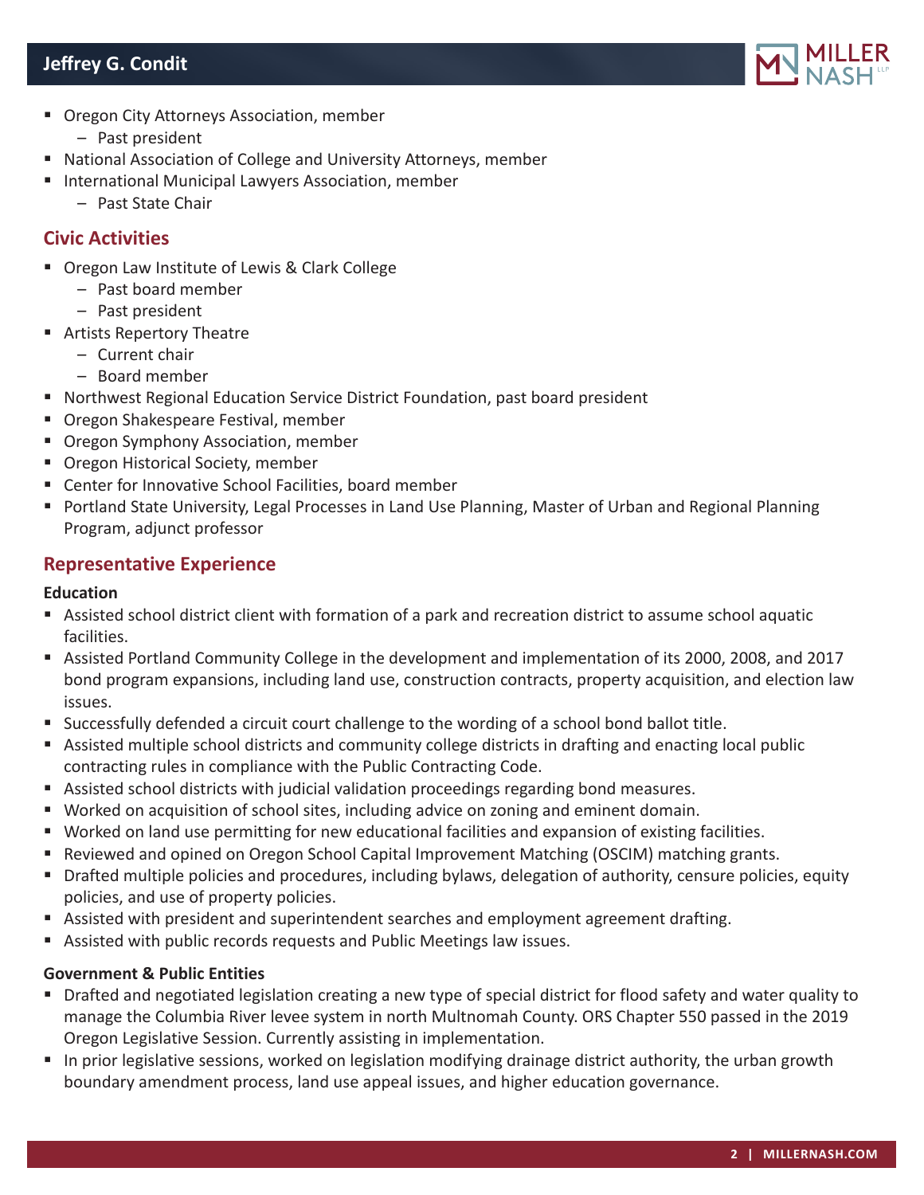- Oregon City Attorneys Association, member
  - Past president
- National Association of College and University Attorneys, member
- International Municipal Lawyers Association, member
  - Past State Chair

## Civic Activities

- Oregon Law Institute of Lewis & Clark College
  - Past board member
  - Past president
- Artists Repertory Theatre
  - Current chair
  - Board member
- Northwest Regional Education Service District Foundation, past board president
- Oregon Shakespeare Festival, member
- Oregon Symphony Association, member
- Oregon Historical Society, member
- Center for Innovative School Facilities, board member
- Portland State University, Legal Processes in Land Use Planning, Master of Urban and Regional Planning Program, adjunct professor

## Representative Experience

**Education**

- Assisted school district client with formation of a park and recreation district to assume school aquatic facilities.
- Assisted Portland Community College in the development and implementation of its 2000, 2008, and 2017 bond program expansions, including land use, construction contracts, property acquisition, and election law issues.
- Successfully defended a circuit court challenge to the wording of a school bond ballot title.
- Assisted multiple school districts and community college districts in drafting and enacting local public contracting rules in compliance with the Public Contracting Code.
- Assisted school districts with judicial validation proceedings regarding bond measures.
- Worked on acquisition of school sites, including advice on zoning and eminent domain.
- Worked on land use permitting for new educational facilities and expansion of existing facilities.
- Reviewed and opined on Oregon School Capital Improvement Matching (OSCIM) matching grants.
- Drafted multiple policies and procedures, including bylaws, delegation of authority, censure policies, equity policies, and use of property policies.
- Assisted with president and superintendent searches and employment agreement drafting.
- Assisted with public records requests and Public Meetings law issues.

**Government & Public Entities**

- Drafted and negotiated legislation creating a new type of special district for flood safety and water quality to manage the Columbia River levee system in north Multnomah County. ORS Chapter 550 passed in the 2019 Oregon Legislative Session. Currently assisting in implementation.
- In prior legislative sessions, worked on legislation modifying drainage district authority, the urban growth boundary amendment process, land use appeal issues, and higher education governance.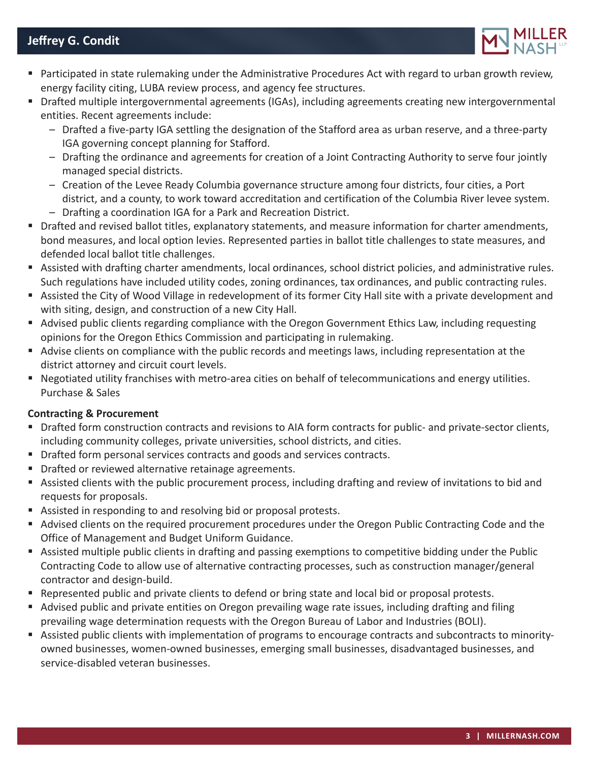- Participated in state rulemaking under the Administrative Procedures Act with regard to urban growth review, energy facility citing, LUBA review process, and agency fee structures.
- Drafted multiple intergovernmental agreements (IGAs), including agreements creating new intergovernmental entities. Recent agreements include:
  - Drafted a five-party IGA settling the designation of the Stafford area as urban reserve, and a three-party IGA governing concept planning for Stafford.
  - Drafting the ordinance and agreements for creation of a Joint Contracting Authority to serve four jointly managed special districts.
  - Creation of the Levee Ready Columbia governance structure among four districts, four cities, a Port district, and a county, to work toward accreditation and certification of the Columbia River levee system.
  - Drafting a coordination IGA for a Park and Recreation District.
- Drafted and revised ballot titles, explanatory statements, and measure information for charter amendments, bond measures, and local option levies. Represented parties in ballot title challenges to state measures, and defended local ballot title challenges.
- Assisted with drafting charter amendments, local ordinances, school district policies, and administrative rules. Such regulations have included utility codes, zoning ordinances, tax ordinances, and public contracting rules.
- Assisted the City of Wood Village in redevelopment of its former City Hall site with a private development and with siting, design, and construction of a new City Hall.
- Advised public clients regarding compliance with the Oregon Government Ethics Law, including requesting opinions for the Oregon Ethics Commission and participating in rulemaking.
- Advise clients on compliance with the public records and meetings laws, including representation at the district attorney and circuit court levels.
- Negotiated utility franchises with metro-area cities on behalf of telecommunications and energy utilities. Purchase & Sales

**Contracting & Procurement**

- Drafted form construction contracts and revisions to AIA form contracts for public- and private-sector clients, including community colleges, private universities, school districts, and cities.
- Drafted form personal services contracts and goods and services contracts.
- Drafted or reviewed alternative retainage agreements.
- Assisted clients with the public procurement process, including drafting and review of invitations to bid and requests for proposals.
- Assisted in responding to and resolving bid or proposal protests.
- Advised clients on the required procurement procedures under the Oregon Public Contracting Code and the Office of Management and Budget Uniform Guidance.
- Assisted multiple public clients in drafting and passing exemptions to competitive bidding under the Public Contracting Code to allow use of alternative contracting processes, such as construction manager/general contractor and design-build.
- Represented public and private clients to defend or bring state and local bid or proposal protests.
- Advised public and private entities on Oregon prevailing wage rate issues, including drafting and filing prevailing wage determination requests with the Oregon Bureau of Labor and Industries (BOLI).
- Assisted public clients with implementation of programs to encourage contracts and subcontracts to minority-owned businesses, women-owned businesses, emerging small businesses, disadvantaged businesses, and service-disabled veteran businesses.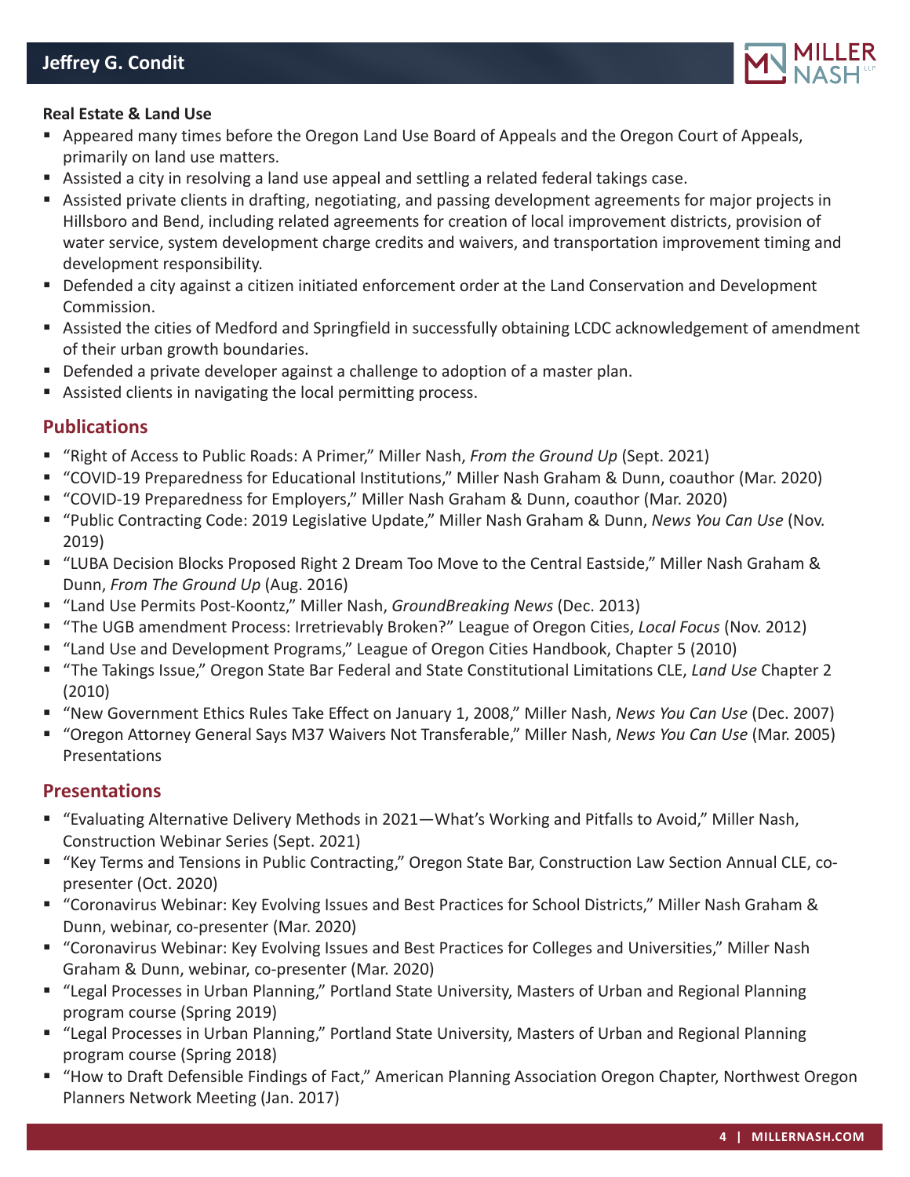**Real Estate & Land Use**

- Appeared many times before the Oregon Land Use Board of Appeals and the Oregon Court of Appeals, primarily on land use matters.
- Assisted a city in resolving a land use appeal and settling a related federal takings case.
- Assisted private clients in drafting, negotiating, and passing development agreements for major projects in Hillsboro and Bend, including related agreements for creation of local improvement districts, provision of water service, system development charge credits and waivers, and transportation improvement timing and development responsibility.
- Defended a city against a citizen initiated enforcement order at the Land Conservation and Development Commission.
- Assisted the cities of Medford and Springfield in successfully obtaining LCDC acknowledgement of amendment of their urban growth boundaries.
- Defended a private developer against a challenge to adoption of a master plan.
- Assisted clients in navigating the local permitting process.

## Publications

- "Right of Access to Public Roads: A Primer," Miller Nash, *From the Ground Up* (Sept. 2021)
- "COVID-19 Preparedness for Educational Institutions," Miller Nash Graham & Dunn, coauthor (Mar. 2020)
- "COVID-19 Preparedness for Employers," Miller Nash Graham & Dunn, coauthor (Mar. 2020)
- "Public Contracting Code: 2019 Legislative Update," Miller Nash Graham & Dunn, *News You Can Use* (Nov. 2019)
- "LUBA Decision Blocks Proposed Right 2 Dream Too Move to the Central Eastside," Miller Nash Graham & Dunn, *From The Ground Up* (Aug. 2016)
- "Land Use Permits Post-Koontz," Miller Nash, *GroundBreaking News* (Dec. 2013)
- "The UGB amendment Process: Irretrievably Broken?" League of Oregon Cities, *Local Focus* (Nov. 2012)
- "Land Use and Development Programs," League of Oregon Cities Handbook, Chapter 5 (2010)
- "The Takings Issue," Oregon State Bar Federal and State Constitutional Limitations CLE, *Land Use* Chapter 2 (2010)
- "New Government Ethics Rules Take Effect on January 1, 2008," Miller Nash, *News You Can Use* (Dec. 2007)
- "Oregon Attorney General Says M37 Waivers Not Transferable," Miller Nash, *News You Can Use* (Mar. 2005) Presentations

## Presentations

- "Evaluating Alternative Delivery Methods in 2021—What's Working and Pitfalls to Avoid," Miller Nash, Construction Webinar Series (Sept. 2021)
- "Key Terms and Tensions in Public Contracting," Oregon State Bar, Construction Law Section Annual CLE, co-presenter (Oct. 2020)
- "Coronavirus Webinar: Key Evolving Issues and Best Practices for School Districts," Miller Nash Graham & Dunn, webinar, co-presenter (Mar. 2020)
- "Coronavirus Webinar: Key Evolving Issues and Best Practices for Colleges and Universities," Miller Nash Graham & Dunn, webinar, co-presenter (Mar. 2020)
- "Legal Processes in Urban Planning," Portland State University, Masters of Urban and Regional Planning program course (Spring 2019)
- "Legal Processes in Urban Planning," Portland State University, Masters of Urban and Regional Planning program course (Spring 2018)
- "How to Draft Defensible Findings of Fact," American Planning Association Oregon Chapter, Northwest Oregon Planners Network Meeting (Jan. 2017)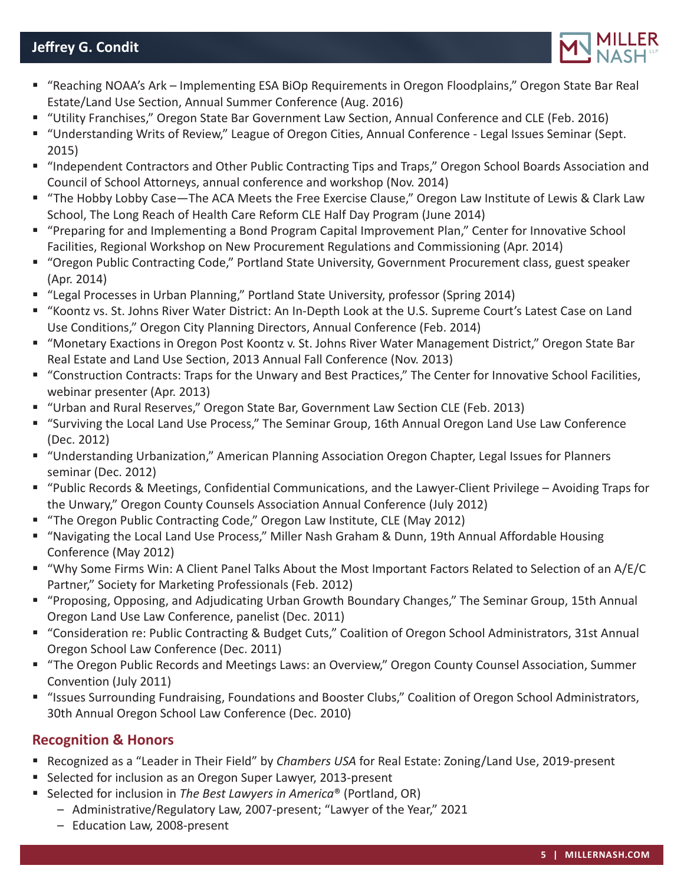- "Reaching NOAA's Ark – Implementing ESA BiOp Requirements in Oregon Floodplains," Oregon State Bar Real Estate/Land Use Section, Annual Summer Conference (Aug. 2016)
- "Utility Franchises," Oregon State Bar Government Law Section, Annual Conference and CLE (Feb. 2016)
- "Understanding Writs of Review," League of Oregon Cities, Annual Conference - Legal Issues Seminar (Sept. 2015)
- "Independent Contractors and Other Public Contracting Tips and Traps," Oregon School Boards Association and Council of School Attorneys, annual conference and workshop (Nov. 2014)
- "The Hobby Lobby Case—The ACA Meets the Free Exercise Clause," Oregon Law Institute of Lewis & Clark Law School, The Long Reach of Health Care Reform CLE Half Day Program (June 2014)
- "Preparing for and Implementing a Bond Program Capital Improvement Plan," Center for Innovative School Facilities, Regional Workshop on New Procurement Regulations and Commissioning (Apr. 2014)
- "Oregon Public Contracting Code," Portland State University, Government Procurement class, guest speaker (Apr. 2014)
- "Legal Processes in Urban Planning," Portland State University, professor (Spring 2014)
- "Koontz vs. St. Johns River Water District: An In-Depth Look at the U.S. Supreme Court's Latest Case on Land Use Conditions," Oregon City Planning Directors, Annual Conference (Feb. 2014)
- "Monetary Exactions in Oregon Post Koontz v. St. Johns River Water Management District," Oregon State Bar Real Estate and Land Use Section, 2013 Annual Fall Conference (Nov. 2013)
- "Construction Contracts: Traps for the Unwary and Best Practices," The Center for Innovative School Facilities, webinar presenter (Apr. 2013)
- "Urban and Rural Reserves," Oregon State Bar, Government Law Section CLE (Feb. 2013)
- "Surviving the Local Land Use Process," The Seminar Group, 16th Annual Oregon Land Use Law Conference (Dec. 2012)
- "Understanding Urbanization," American Planning Association Oregon Chapter, Legal Issues for Planners seminar (Dec. 2012)
- "Public Records & Meetings, Confidential Communications, and the Lawyer-Client Privilege – Avoiding Traps for the Unwary," Oregon County Counsels Association Annual Conference (July 2012)
- "The Oregon Public Contracting Code," Oregon Law Institute, CLE (May 2012)
- "Navigating the Local Land Use Process," Miller Nash Graham & Dunn, 19th Annual Affordable Housing Conference (May 2012)
- "Why Some Firms Win: A Client Panel Talks About the Most Important Factors Related to Selection of an A/E/C Partner," Society for Marketing Professionals (Feb. 2012)
- "Proposing, Opposing, and Adjudicating Urban Growth Boundary Changes," The Seminar Group, 15th Annual Oregon Land Use Law Conference, panelist (Dec. 2011)
- "Consideration re: Public Contracting & Budget Cuts," Coalition of Oregon School Administrators, 31st Annual Oregon School Law Conference (Dec. 2011)
- "The Oregon Public Records and Meetings Laws: an Overview," Oregon County Counsel Association, Summer Convention (July 2011)
- "Issues Surrounding Fundraising, Foundations and Booster Clubs," Coalition of Oregon School Administrators, 30th Annual Oregon School Law Conference (Dec. 2010)

## Recognition & Honors

- Recognized as a "Leader in Their Field" by *Chambers USA* for Real Estate: Zoning/Land Use, 2019-present
- Selected for inclusion as an Oregon Super Lawyer, 2013-present
- Selected for inclusion in *The Best Lawyers in America*® (Portland, OR)
  - Administrative/Regulatory Law, 2007-present; "Lawyer of the Year," 2021
  - Education Law, 2008-present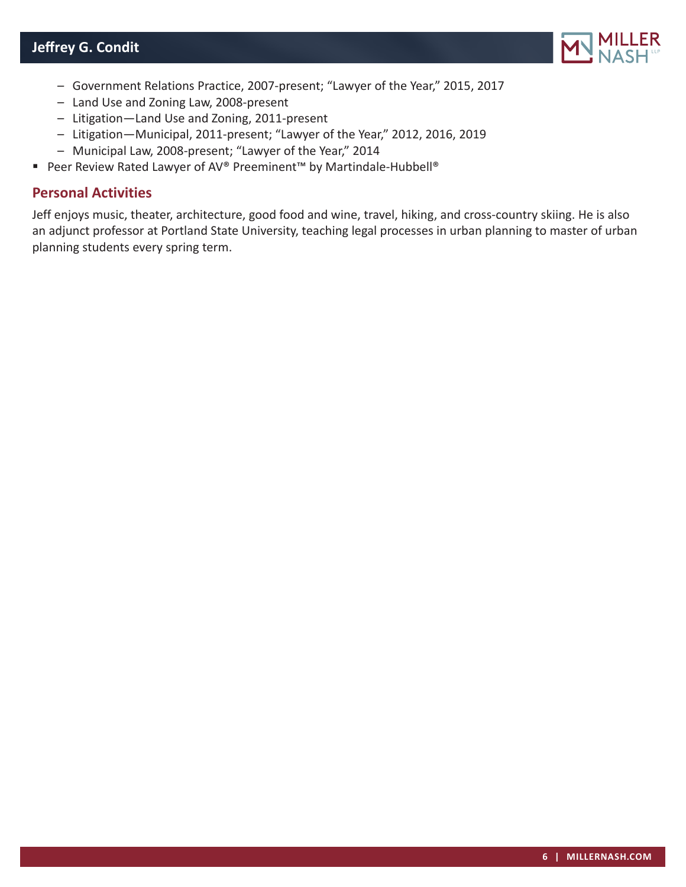- Government Relations Practice, 2007-present; "Lawyer of the Year," 2015, 2017
  - Land Use and Zoning Law, 2008-present
  - Litigation—Land Use and Zoning, 2011-present
  - Litigation—Municipal, 2011-present; "Lawyer of the Year," 2012, 2016, 2019
  - Municipal Law, 2008-present; "Lawyer of the Year," 2014
- Peer Review Rated Lawyer of AV® Preeminent™ by Martindale-Hubbell®

## Personal Activities

Jeff enjoys music, theater, architecture, good food and wine, travel, hiking, and cross-country skiing. He is also an adjunct professor at Portland State University, teaching legal processes in urban planning to master of urban planning students every spring term.